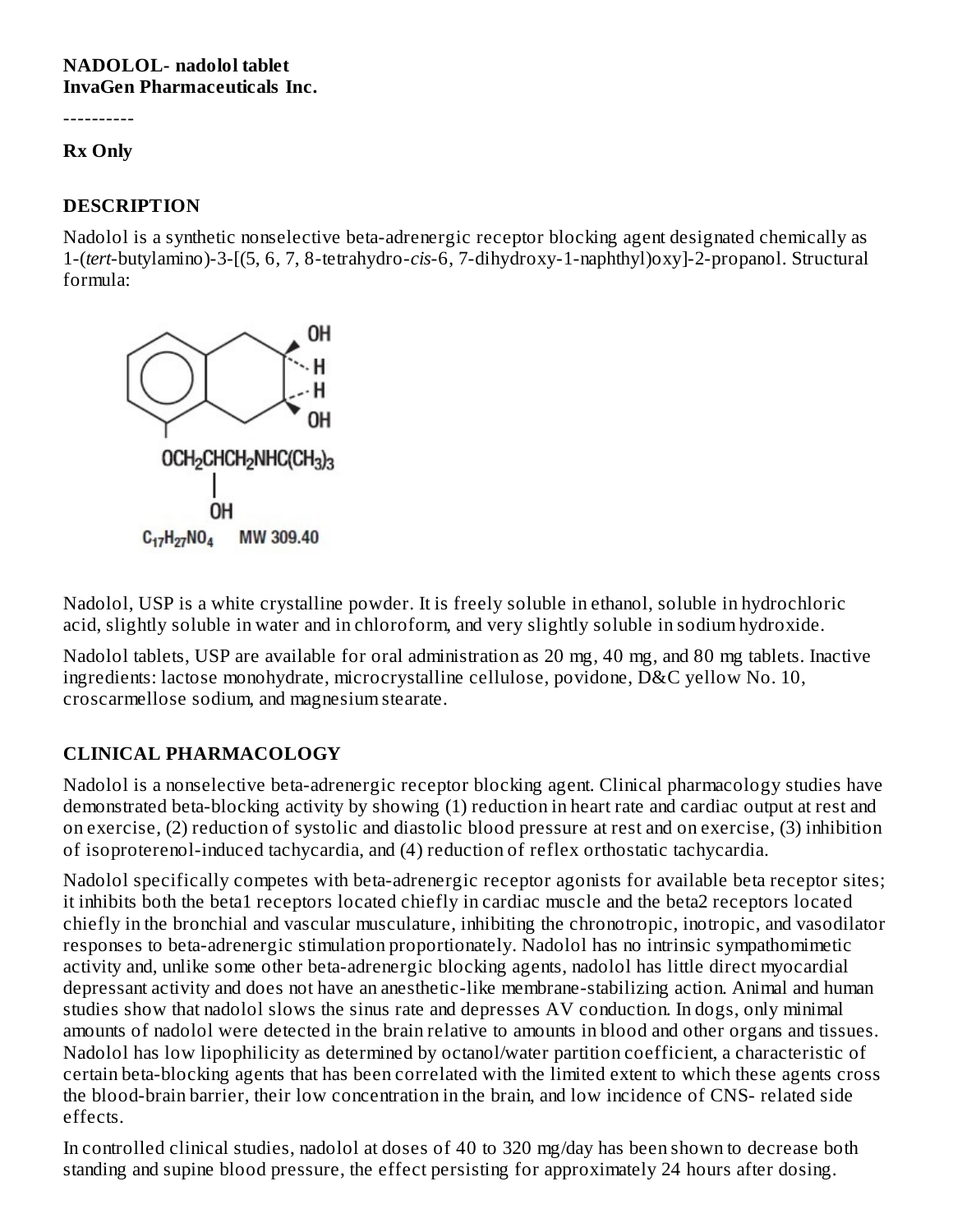**NADOLOL- nadolol tablet**
**InvaGen Pharmaceuticals Inc.**

----------

**Rx Only**

## DESCRIPTION

Nadolol is a synthetic nonselective beta-adrenergic receptor blocking agent designated chemically as 1-(*tert*-butylamino)-3-[(5, 6, 7, 8-tetrahydro-*cis*-6, 7-dihydroxy-1-naphthyl)oxy]-2-propanol. Structural formula:

$C_{17}H_{27}NO_4$ MW 309.40

Nadolol, USP is a white crystalline powder. It is freely soluble in ethanol, soluble in hydrochloric acid, slightly soluble in water and in chloroform, and very slightly soluble in sodium hydroxide.

Nadolol tablets, USP are available for oral administration as 20 mg, 40 mg, and 80 mg tablets. Inactive ingredients: lactose monohydrate, microcrystalline cellulose, povidone, D&C yellow No. 10, croscarmellose sodium, and magnesium stearate.

## CLINICAL PHARMACOLOGY

Nadolol is a nonselective beta-adrenergic receptor blocking agent. Clinical pharmacology studies have demonstrated beta-blocking activity by showing (1) reduction in heart rate and cardiac output at rest and on exercise, (2) reduction of systolic and diastolic blood pressure at rest and on exercise, (3) inhibition of isoproterenol-induced tachycardia, and (4) reduction of reflex orthostatic tachycardia.

Nadolol specifically competes with beta-adrenergic receptor agonists for available beta receptor sites; it inhibits both the beta1 receptors located chiefly in cardiac muscle and the beta2 receptors located chiefly in the bronchial and vascular musculature, inhibiting the chronotropic, inotropic, and vasodilator responses to beta-adrenergic stimulation proportionately. Nadolol has no intrinsic sympathomimetic activity and, unlike some other beta-adrenergic blocking agents, nadolol has little direct myocardial depressant activity and does not have an anesthetic-like membrane-stabilizing action. Animal and human studies show that nadolol slows the sinus rate and depresses AV conduction. In dogs, only minimal amounts of nadolol were detected in the brain relative to amounts in blood and other organs and tissues. Nadolol has low lipophilicity as determined by octanol/water partition coefficient, a characteristic of certain beta-blocking agents that has been correlated with the limited extent to which these agents cross the blood-brain barrier, their low concentration in the brain, and low incidence of CNS- related side effects.

In controlled clinical studies, nadolol at doses of 40 to 320 mg/day has been shown to decrease both standing and supine blood pressure, the effect persisting for approximately 24 hours after dosing.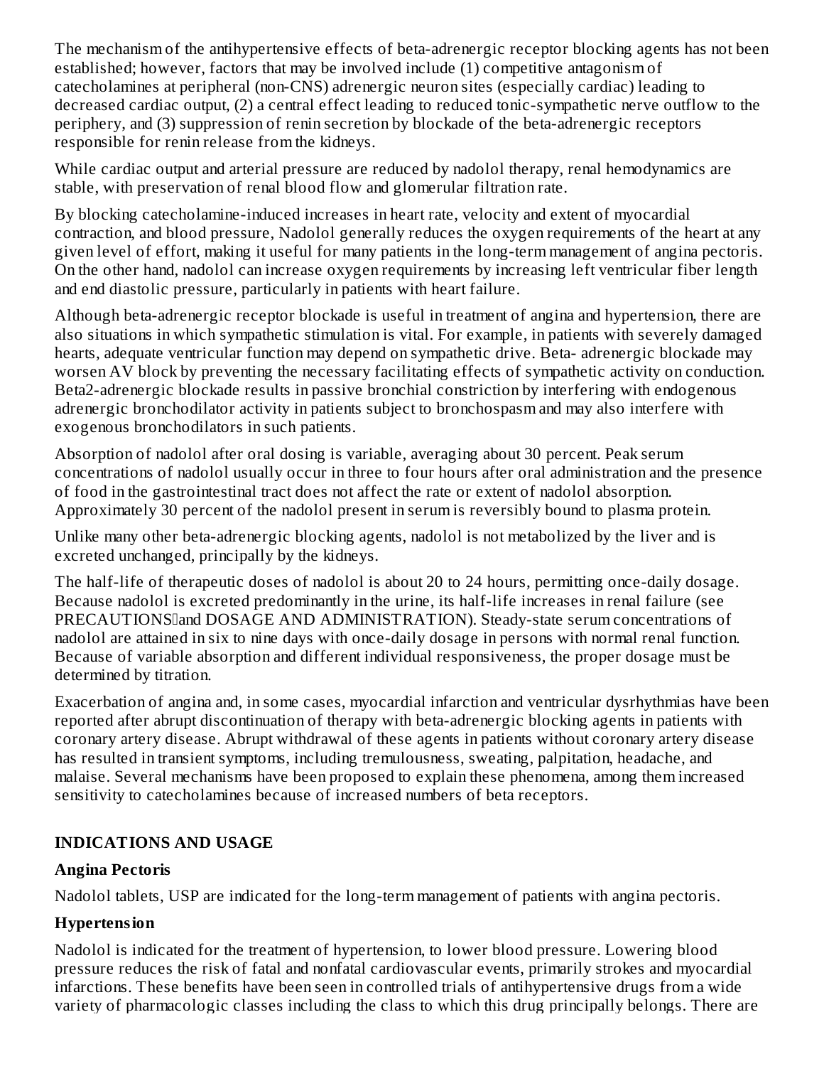The mechanism of the antihypertensive effects of beta-adrenergic receptor blocking agents has not been established; however, factors that may be involved include (1) competitive antagonism of catecholamines at peripheral (non-CNS) adrenergic neuron sites (especially cardiac) leading to decreased cardiac output, (2) a central effect leading to reduced tonic-sympathetic nerve outflow to the periphery, and (3) suppression of renin secretion by blockade of the beta-adrenergic receptors responsible for renin release from the kidneys.

While cardiac output and arterial pressure are reduced by nadolol therapy, renal hemodynamics are stable, with preservation of renal blood flow and glomerular filtration rate.

By blocking catecholamine-induced increases in heart rate, velocity and extent of myocardial contraction, and blood pressure, Nadolol generally reduces the oxygen requirements of the heart at any given level of effort, making it useful for many patients in the long-term management of angina pectoris. On the other hand, nadolol can increase oxygen requirements by increasing left ventricular fiber length and end diastolic pressure, particularly in patients with heart failure.

Although beta-adrenergic receptor blockade is useful in treatment of angina and hypertension, there are also situations in which sympathetic stimulation is vital. For example, in patients with severely damaged hearts, adequate ventricular function may depend on sympathetic drive. Beta- adrenergic blockade may worsen AV block by preventing the necessary facilitating effects of sympathetic activity on conduction. Beta2-adrenergic blockade results in passive bronchial constriction by interfering with endogenous adrenergic bronchodilator activity in patients subject to bronchospasm and may also interfere with exogenous bronchodilators in such patients.

Absorption of nadolol after oral dosing is variable, averaging about 30 percent. Peak serum concentrations of nadolol usually occur in three to four hours after oral administration and the presence of food in the gastrointestinal tract does not affect the rate or extent of nadolol absorption. Approximately 30 percent of the nadolol present in serum is reversibly bound to plasma protein.

Unlike many other beta-adrenergic blocking agents, nadolol is not metabolized by the liver and is excreted unchanged, principally by the kidneys.

The half-life of therapeutic doses of nadolol is about 20 to 24 hours, permitting once-daily dosage. Because nadolol is excreted predominantly in the urine, its half-life increases in renal failure (see PRECAUTIONS and DOSAGE AND ADMINISTRATION). Steady-state serum concentrations of nadolol are attained in six to nine days with once-daily dosage in persons with normal renal function. Because of variable absorption and different individual responsiveness, the proper dosage must be determined by titration.

Exacerbation of angina and, in some cases, myocardial infarction and ventricular dysrhythmias have been reported after abrupt discontinuation of therapy with beta-adrenergic blocking agents in patients with coronary artery disease. Abrupt withdrawal of these agents in patients without coronary artery disease has resulted in transient symptoms, including tremulousness, sweating, palpitation, headache, and malaise. Several mechanisms have been proposed to explain these phenomena, among them increased sensitivity to catecholamines because of increased numbers of beta receptors.

## INDICATIONS AND USAGE

### Angina Pectoris

Nadolol tablets, USP are indicated for the long-term management of patients with angina pectoris.

### Hypertension

Nadolol is indicated for the treatment of hypertension, to lower blood pressure. Lowering blood pressure reduces the risk of fatal and nonfatal cardiovascular events, primarily strokes and myocardial infarctions. These benefits have been seen in controlled trials of antihypertensive drugs from a wide variety of pharmacologic classes including the class to which this drug principally belongs. There are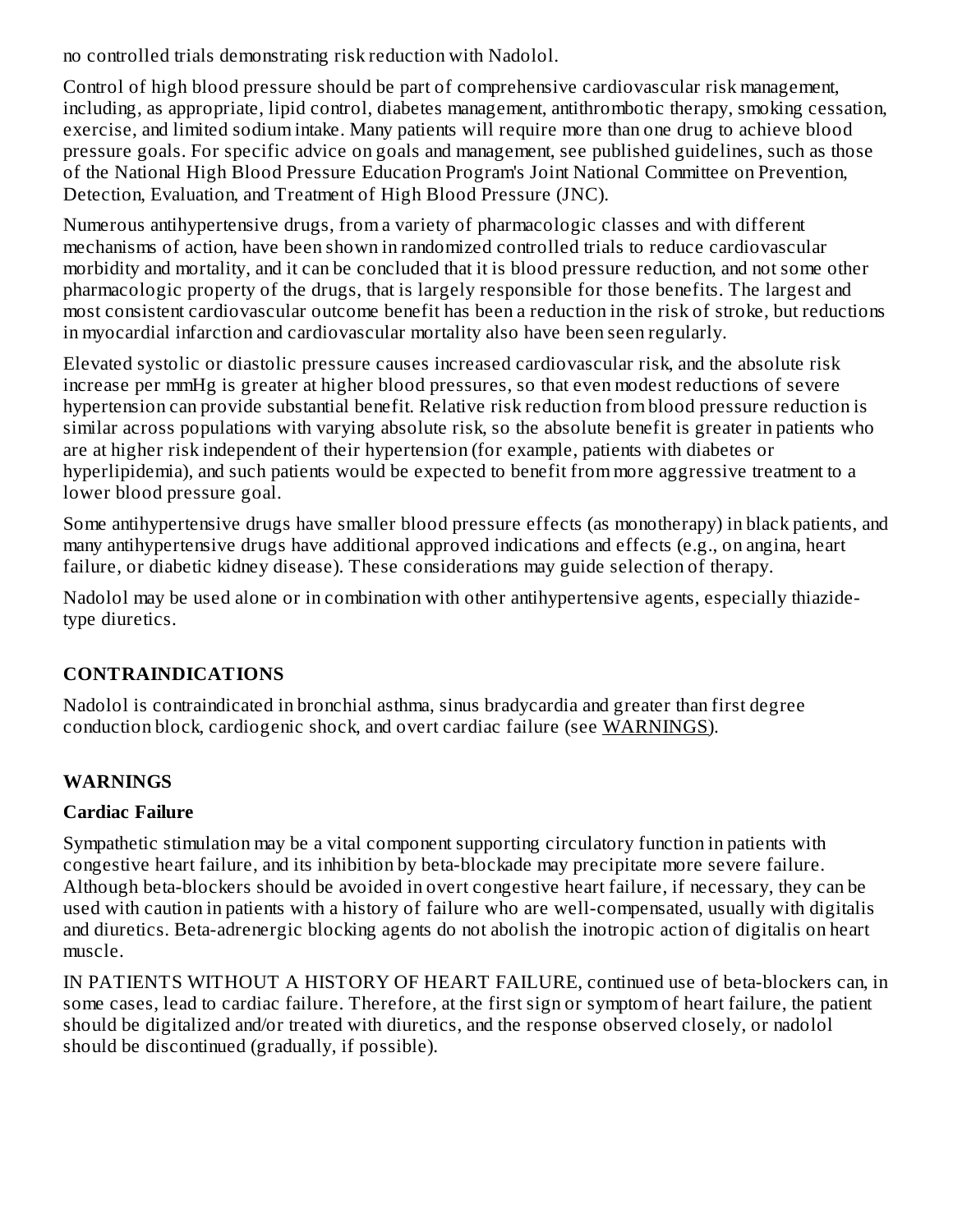no controlled trials demonstrating risk reduction with Nadolol.

Control of high blood pressure should be part of comprehensive cardiovascular risk management, including, as appropriate, lipid control, diabetes management, antithrombotic therapy, smoking cessation, exercise, and limited sodium intake. Many patients will require more than one drug to achieve blood pressure goals. For specific advice on goals and management, see published guidelines, such as those of the National High Blood Pressure Education Program's Joint National Committee on Prevention, Detection, Evaluation, and Treatment of High Blood Pressure (JNC).

Numerous antihypertensive drugs, from a variety of pharmacologic classes and with different mechanisms of action, have been shown in randomized controlled trials to reduce cardiovascular morbidity and mortality, and it can be concluded that it is blood pressure reduction, and not some other pharmacologic property of the drugs, that is largely responsible for those benefits. The largest and most consistent cardiovascular outcome benefit has been a reduction in the risk of stroke, but reductions in myocardial infarction and cardiovascular mortality also have been seen regularly.

Elevated systolic or diastolic pressure causes increased cardiovascular risk, and the absolute risk increase per mmHg is greater at higher blood pressures, so that even modest reductions of severe hypertension can provide substantial benefit. Relative risk reduction from blood pressure reduction is similar across populations with varying absolute risk, so the absolute benefit is greater in patients who are at higher risk independent of their hypertension (for example, patients with diabetes or hyperlipidemia), and such patients would be expected to benefit from more aggressive treatment to a lower blood pressure goal.

Some antihypertensive drugs have smaller blood pressure effects (as monotherapy) in black patients, and many antihypertensive drugs have additional approved indications and effects (e.g., on angina, heart failure, or diabetic kidney disease). These considerations may guide selection of therapy.

Nadolol may be used alone or in combination with other antihypertensive agents, especially thiazide-type diuretics.

## CONTRAINDICATIONS

Nadolol is contraindicated in bronchial asthma, sinus bradycardia and greater than first degree conduction block, cardiogenic shock, and overt cardiac failure (see WARNINGS).

## WARNINGS

### Cardiac Failure

Sympathetic stimulation may be a vital component supporting circulatory function in patients with congestive heart failure, and its inhibition by beta-blockade may precipitate more severe failure. Although beta-blockers should be avoided in overt congestive heart failure, if necessary, they can be used with caution in patients with a history of failure who are well-compensated, usually with digitalis and diuretics. Beta-adrenergic blocking agents do not abolish the inotropic action of digitalis on heart muscle.

IN PATIENTS WITHOUT A HISTORY OF HEART FAILURE, continued use of beta-blockers can, in some cases, lead to cardiac failure. Therefore, at the first sign or symptom of heart failure, the patient should be digitalized and/or treated with diuretics, and the response observed closely, or nadolol should be discontinued (gradually, if possible).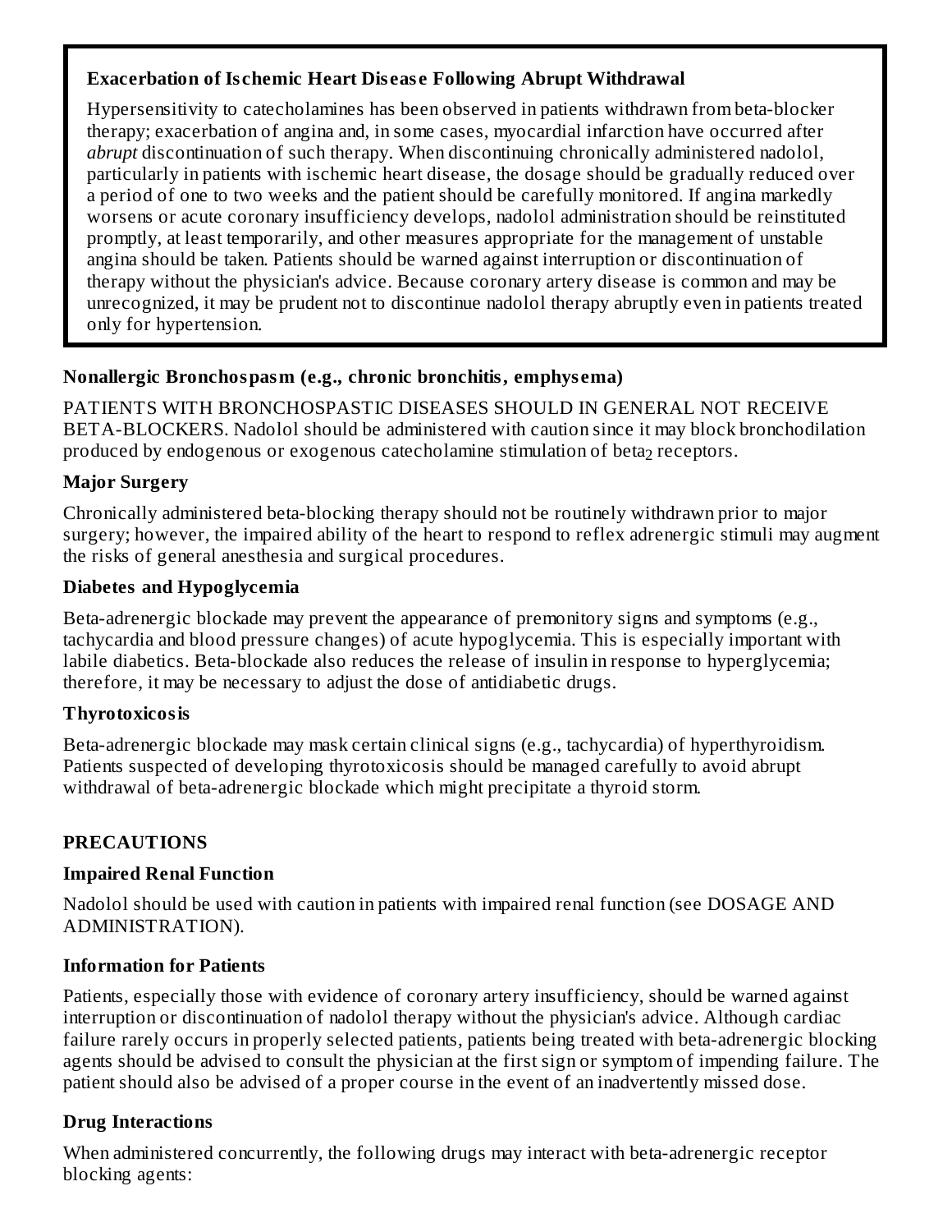**Exacerbation of Ischemic Heart Disease Following Abrupt Withdrawal**

Hypersensitivity to catecholamines has been observed in patients withdrawn from beta-blocker therapy; exacerbation of angina and, in some cases, myocardial infarction have occurred after *abrupt* discontinuation of such therapy. When discontinuing chronically administered nadolol, particularly in patients with ischemic heart disease, the dosage should be gradually reduced over a period of one to two weeks and the patient should be carefully monitored. If angina markedly worsens or acute coronary insufficiency develops, nadolol administration should be reinstituted promptly, at least temporarily, and other measures appropriate for the management of unstable angina should be taken. Patients should be warned against interruption or discontinuation of therapy without the physician's advice. Because coronary artery disease is common and may be unrecognized, it may be prudent not to discontinue nadolol therapy abruptly even in patients treated only for hypertension.

**Nonallergic Bronchospasm (e.g., chronic bronchitis, emphysema)**

PATIENTS WITH BRONCHOSPASTIC DISEASES SHOULD IN GENERAL NOT RECEIVE BETA-BLOCKERS. Nadolol should be administered with caution since it may block bronchodilation produced by endogenous or exogenous catecholamine stimulation of $beta_2$ receptors.

**Major Surgery**

Chronically administered beta-blocking therapy should not be routinely withdrawn prior to major surgery; however, the impaired ability of the heart to respond to reflex adrenergic stimuli may augment the risks of general anesthesia and surgical procedures.

**Diabetes and Hypoglycemia**

Beta-adrenergic blockade may prevent the appearance of premonitory signs and symptoms (e.g., tachycardia and blood pressure changes) of acute hypoglycemia. This is especially important with labile diabetics. Beta-blockade also reduces the release of insulin in response to hyperglycemia; therefore, it may be necessary to adjust the dose of antidiabetic drugs.

**Thyrotoxicosis**

Beta-adrenergic blockade may mask certain clinical signs (e.g., tachycardia) of hyperthyroidism. Patients suspected of developing thyrotoxicosis should be managed carefully to avoid abrupt withdrawal of beta-adrenergic blockade which might precipitate a thyroid storm.

## PRECAUTIONS

**Impaired Renal Function**

Nadolol should be used with caution in patients with impaired renal function (see DOSAGE AND ADMINISTRATION).

**Information for Patients**

Patients, especially those with evidence of coronary artery insufficiency, should be warned against interruption or discontinuation of nadolol therapy without the physician's advice. Although cardiac failure rarely occurs in properly selected patients, patients being treated with beta-adrenergic blocking agents should be advised to consult the physician at the first sign or symptom of impending failure. The patient should also be advised of a proper course in the event of an inadvertently missed dose.

**Drug Interactions**

When administered concurrently, the following drugs may interact with beta-adrenergic receptor blocking agents: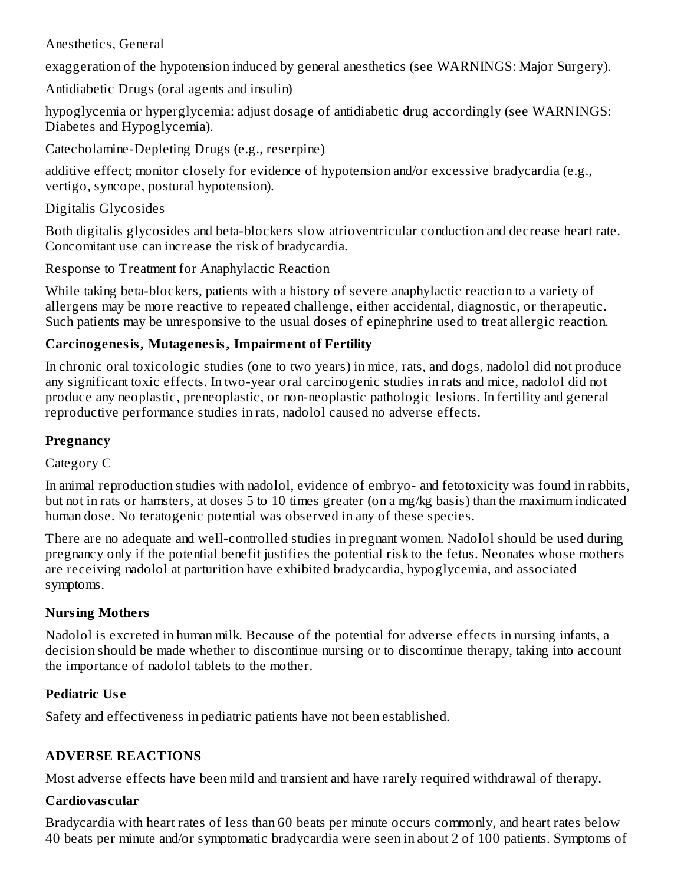Anesthetics, General

exaggeration of the hypotension induced by general anesthetics (see WARNINGS: Major Surgery).

Antidiabetic Drugs (oral agents and insulin)

hypoglycemia or hyperglycemia: adjust dosage of antidiabetic drug accordingly (see WARNINGS: Diabetes and Hypoglycemia).

Catecholamine-Depleting Drugs (e.g., reserpine)

additive effect; monitor closely for evidence of hypotension and/or excessive bradycardia (e.g., vertigo, syncope, postural hypotension).

Digitalis Glycosides

Both digitalis glycosides and beta-blockers slow atrioventricular conduction and decrease heart rate. Concomitant use can increase the risk of bradycardia.

Response to Treatment for Anaphylactic Reaction

While taking beta-blockers, patients with a history of severe anaphylactic reaction to a variety of allergens may be more reactive to repeated challenge, either accidental, diagnostic, or therapeutic. Such patients may be unresponsive to the usual doses of epinephrine used to treat allergic reaction.

### Carcinogenesis, Mutagenesis, Impairment of Fertility

In chronic oral toxicologic studies (one to two years) in mice, rats, and dogs, nadolol did not produce any significant toxic effects. In two-year oral carcinogenic studies in rats and mice, nadolol did not produce any neoplastic, preneoplastic, or non-neoplastic pathologic lesions. In fertility and general reproductive performance studies in rats, nadolol caused no adverse effects.

### Pregnancy

Category C

In animal reproduction studies with nadolol, evidence of embryo- and fetotoxicity was found in rabbits, but not in rats or hamsters, at doses 5 to 10 times greater (on a mg/kg basis) than the maximum indicated human dose. No teratogenic potential was observed in any of these species.

There are no adequate and well-controlled studies in pregnant women. Nadolol should be used during pregnancy only if the potential benefit justifies the potential risk to the fetus. Neonates whose mothers are receiving nadolol at parturition have exhibited bradycardia, hypoglycemia, and associated symptoms.

### Nursing Mothers

Nadolol is excreted in human milk. Because of the potential for adverse effects in nursing infants, a decision should be made whether to discontinue nursing or to discontinue therapy, taking into account the importance of nadolol tablets to the mother.

### Pediatric Use

Safety and effectiveness in pediatric patients have not been established.

## ADVERSE REACTIONS

Most adverse effects have been mild and transient and have rarely required withdrawal of therapy.

### Cardiovascular

Bradycardia with heart rates of less than 60 beats per minute occurs commonly, and heart rates below 40 beats per minute and/or symptomatic bradycardia were seen in about 2 of 100 patients. Symptoms of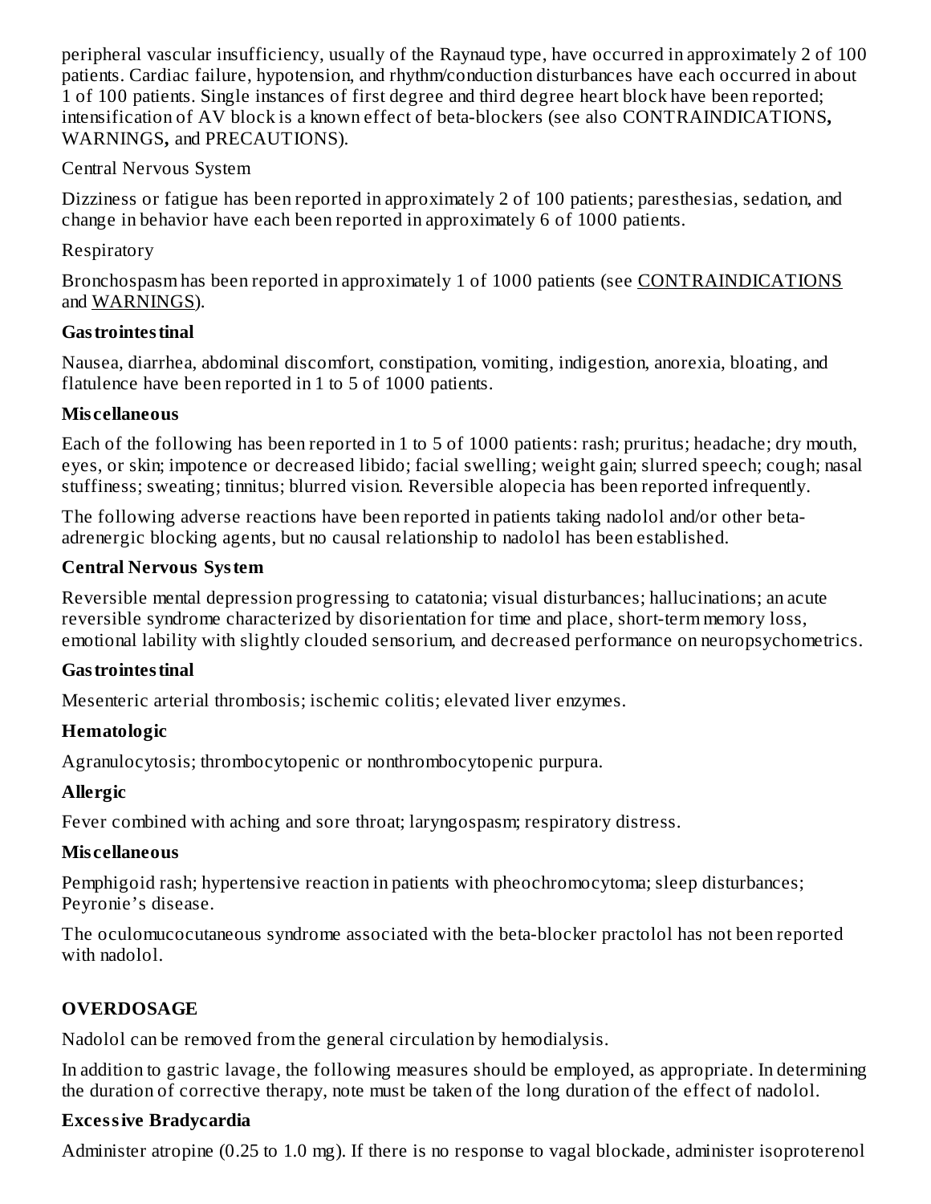peripheral vascular insufficiency, usually of the Raynaud type, have occurred in approximately 2 of 100 patients. Cardiac failure, hypotension, and rhythm/conduction disturbances have each occurred in about 1 of 100 patients. Single instances of first degree and third degree heart block have been reported; intensification of AV block is a known effect of beta-blockers (see also CONTRAINDICATIONS, WARNINGS, and PRECAUTIONS).

Central Nervous System

Dizziness or fatigue has been reported in approximately 2 of 100 patients; paresthesias, sedation, and change in behavior have each been reported in approximately 6 of 1000 patients.

Respiratory

Bronchospasm has been reported in approximately 1 of 1000 patients (see CONTRAINDICATIONS and WARNINGS).

**Gastrointestinal**

Nausea, diarrhea, abdominal discomfort, constipation, vomiting, indigestion, anorexia, bloating, and flatulence have been reported in 1 to 5 of 1000 patients.

**Miscellaneous**

Each of the following has been reported in 1 to 5 of 1000 patients: rash; pruritus; headache; dry mouth, eyes, or skin; impotence or decreased libido; facial swelling; weight gain; slurred speech; cough; nasal stuffiness; sweating; tinnitus; blurred vision. Reversible alopecia has been reported infrequently.

The following adverse reactions have been reported in patients taking nadolol and/or other beta-adrenergic blocking agents, but no causal relationship to nadolol has been established.

**Central Nervous System**

Reversible mental depression progressing to catatonia; visual disturbances; hallucinations; an acute reversible syndrome characterized by disorientation for time and place, short-term memory loss, emotional lability with slightly clouded sensorium, and decreased performance on neuropsychometrics.

**Gastrointestinal**

Mesenteric arterial thrombosis; ischemic colitis; elevated liver enzymes.

**Hematologic**

Agranulocytosis; thrombocytopenic or nonthrombocytopenic purpura.

**Allergic**

Fever combined with aching and sore throat; laryngospasm; respiratory distress.

**Miscellaneous**

Pemphigoid rash; hypertensive reaction in patients with pheochromocytoma; sleep disturbances; Peyronie's disease.

The oculomucocutaneous syndrome associated with the beta-blocker practolol has not been reported with nadolol.

## OVERDOSAGE

Nadolol can be removed from the general circulation by hemodialysis.

In addition to gastric lavage, the following measures should be employed, as appropriate. In determining the duration of corrective therapy, note must be taken of the long duration of the effect of nadolol.

**Excessive Bradycardia**

Administer atropine (0.25 to 1.0 mg). If there is no response to vagal blockade, administer isoproterenol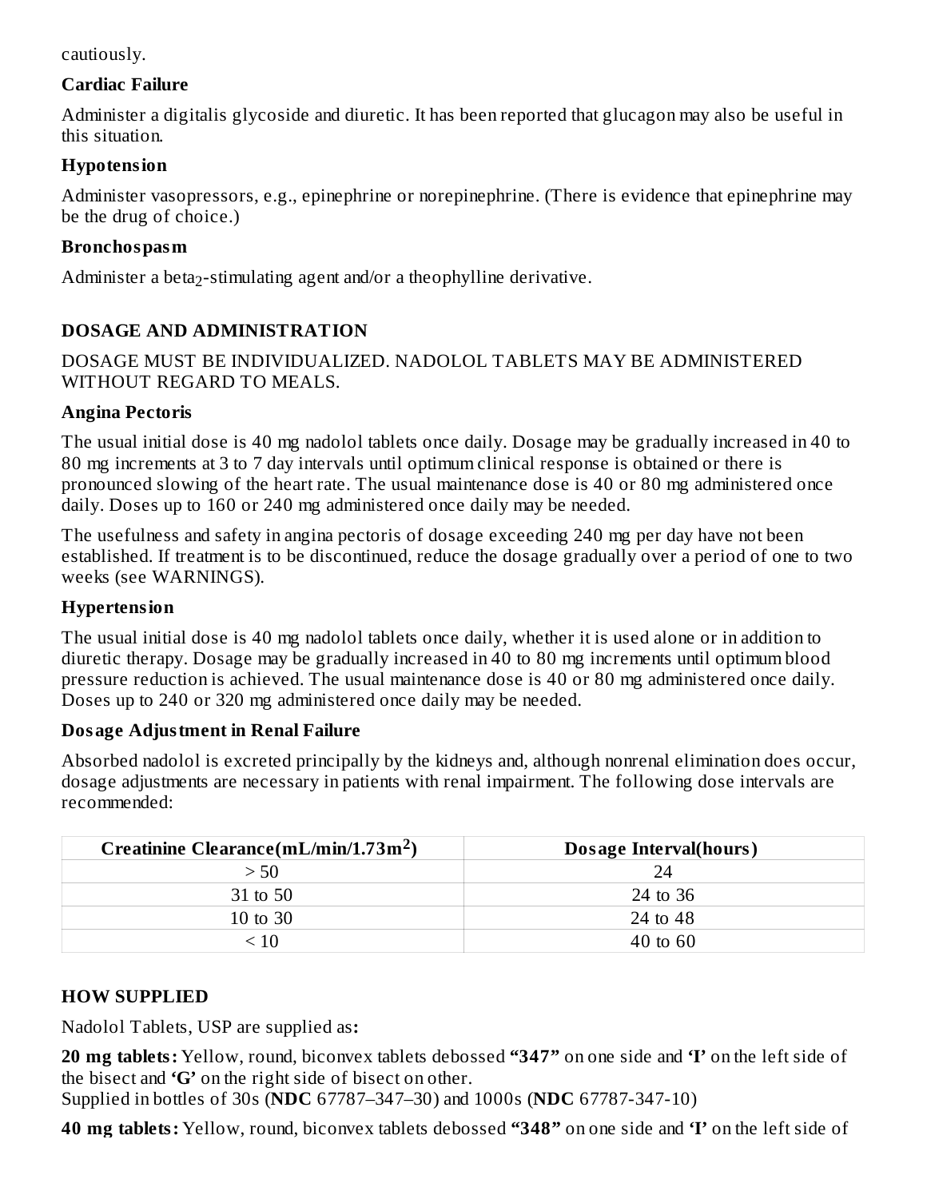cautiously.

**Cardiac Failure**

Administer a digitalis glycoside and diuretic. It has been reported that glucagon may also be useful in this situation.

**Hypotension**

Administer vasopressors, e.g., epinephrine or norepinephrine. (There is evidence that epinephrine may be the drug of choice.)

**Bronchospasm**

Administer a $beta_2$-stimulating agent and/or a theophylline derivative.

## DOSAGE AND ADMINISTRATION

DOSAGE MUST BE INDIVIDUALIZED. NADOLOL TABLETS MAY BE ADMINISTERED WITHOUT REGARD TO MEALS.

**Angina Pectoris**

The usual initial dose is 40 mg nadolol tablets once daily. Dosage may be gradually increased in 40 to 80 mg increments at 3 to 7 day intervals until optimum clinical response is obtained or there is pronounced slowing of the heart rate. The usual maintenance dose is 40 or 80 mg administered once daily. Doses up to 160 or 240 mg administered once daily may be needed.

The usefulness and safety in angina pectoris of dosage exceeding 240 mg per day have not been established. If treatment is to be discontinued, reduce the dosage gradually over a period of one to two weeks (see WARNINGS).

**Hypertension**

The usual initial dose is 40 mg nadolol tablets once daily, whether it is used alone or in addition to diuretic therapy. Dosage may be gradually increased in 40 to 80 mg increments until optimum blood pressure reduction is achieved. The usual maintenance dose is 40 or 80 mg administered once daily. Doses up to 240 or 320 mg administered once daily may be needed.

**Dosage Adjustment in Renal Failure**

Absorbed nadolol is excreted principally by the kidneys and, although nonrenal elimination does occur, dosage adjustments are necessary in patients with renal impairment. The following dose intervals are recommended:

| Creatinine Clearance(mL/min/1.73m$^2$) | Dosage Interval(hours) |
|---|---|
| > 50 | 24 |
| 31 to 50 | 24 to 36 |
| 10 to 30 | 24 to 48 |
| < 10 | 40 to 60 |

## HOW SUPPLIED

Nadolol Tablets, USP are supplied as**:**

**20 mg tablets:** Yellow, round, biconvex tablets debossed **"347"** on one side and **'I'** on the left side of the bisect and **'G'** on the right side of bisect on other.
Supplied in bottles of 30s (**NDC** 67787–347–30) and 1000s (**NDC** 67787-347-10)

**40 mg tablets:** Yellow, round, biconvex tablets debossed **"348"** on one side and **'I'** on the left side of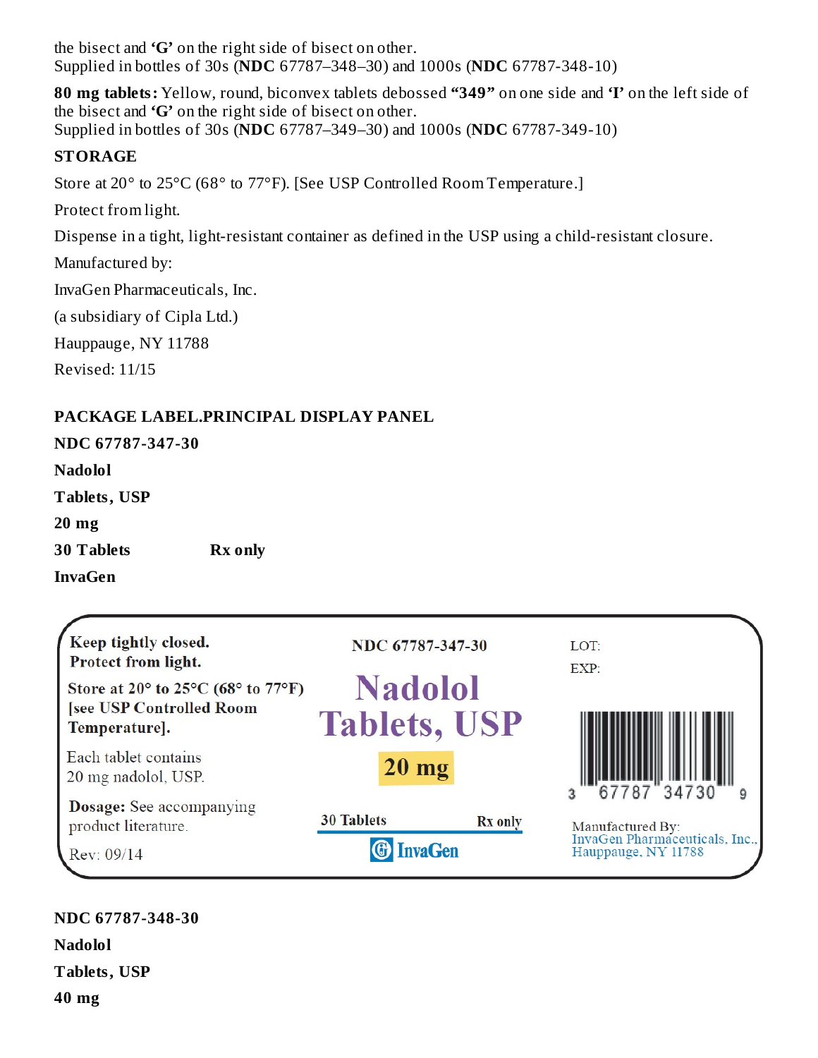the bisect and **'G'** on the right side of bisect on other.
Supplied in bottles of 30s (**NDC** 67787–348–30) and 1000s (**NDC** 67787-348-10)

**80 mg tablets:** Yellow, round, biconvex tablets debossed **"349"** on one side and **'I'** on the left side of the bisect and **'G'** on the right side of bisect on other.
Supplied in bottles of 30s (**NDC** 67787–349–30) and 1000s (**NDC** 67787-349-10)

**STORAGE**

Store at 20° to 25°C (68° to 77°F). [See USP Controlled Room Temperature.]

Protect from light.

Dispense in a tight, light-resistant container as defined in the USP using a child-resistant closure.

Manufactured by:

InvaGen Pharmaceuticals, Inc.

(a subsidiary of Cipla Ltd.)

Hauppauge, NY 11788

Revised: 11/15

**PACKAGE LABEL.PRINCIPAL DISPLAY PANEL**

**NDC 67787-347-30**

**Nadolol**

**Tablets, USP**

**20 mg**

**30 Tablets** **Rx only**

**InvaGen**

**Keep tightly closed.**
**Protect from light.**

**Store at 20° to 25°C (68° to 77°F) [see USP Controlled Room Temperature].**

Each tablet contains
20 mg nadolol, USP.

**Dosage:** See accompanying product literature.

Rev: 09/14

**NDC 67787-347-30**

**Nadolol Tablets, USP**

**20 mg**

**30 Tablets** **Rx only**

InvaGen

LOT:

EXP:

3 67787 34730 9

Manufactured By:
InvaGen Pharmaceuticals, Inc.,
Hauppauge, NY 11788

**NDC 67787-348-30**

**Nadolol**

**Tablets, USP**

**40 mg**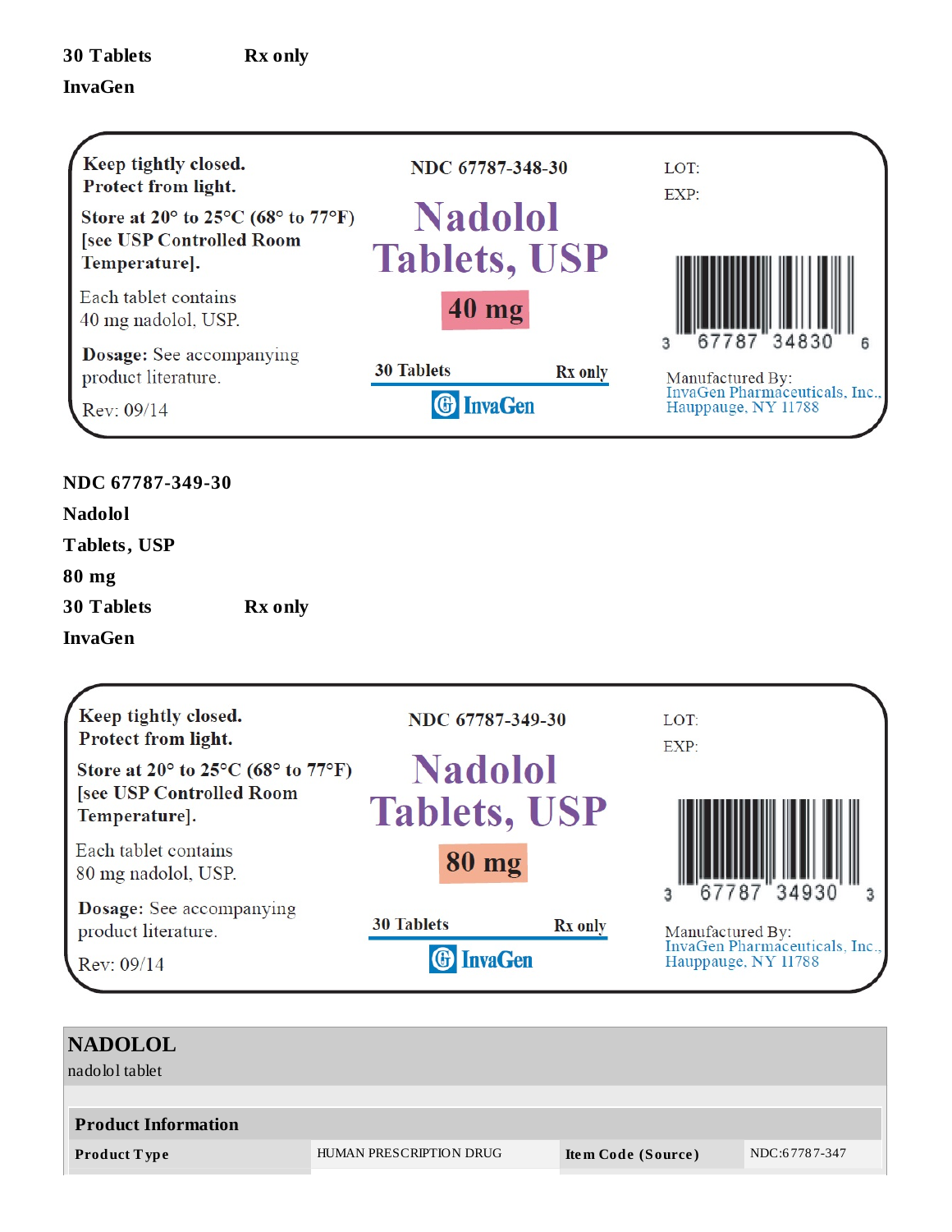**30 Tablets** **Rx only**

**InvaGen**

**Keep tightly closed.**
**Protect from light.**

**Store at 20° to 25°C (68° to 77°F) [see USP Controlled Room Temperature].**

Each tablet contains
40 mg nadolol, USP.

**Dosage:** See accompanying product literature.

Rev: 09/14

**NDC 67787-348-30**

**Nadolol Tablets, USP**

**40 mg**

**30 Tablets** **Rx only**

**InvaGen**

LOT:

EXP:

3 67787 34830 6

Manufactured By:
InvaGen Pharmaceuticals, Inc.,
Hauppauge, NY 11788

**NDC 67787-349-30**

**Nadolol**

**Tablets, USP**

**80 mg**

**30 Tablets** **Rx only**

**InvaGen**

**Keep tightly closed.**
**Protect from light.**

**Store at 20° to 25°C (68° to 77°F) [see USP Controlled Room Temperature].**

Each tablet contains
80 mg nadolol, USP.

**Dosage:** See accompanying product literature.

Rev: 09/14

**NDC 67787-349-30**

**Nadolol Tablets, USP**

**80 mg**

**30 Tablets** **Rx only**

**InvaGen**

LOT:

EXP:

3 67787 34930 3

Manufactured By:
InvaGen Pharmaceuticals, Inc.,
Hauppauge, NY 11788

## NADOLOL

nadolol tablet

| **Product Information** | | | |
|---|---|---|---|
| **Product Type** | HUMAN PRESCRIPTION DRUG | **Item Code (Source)** | NDC:67787-347 |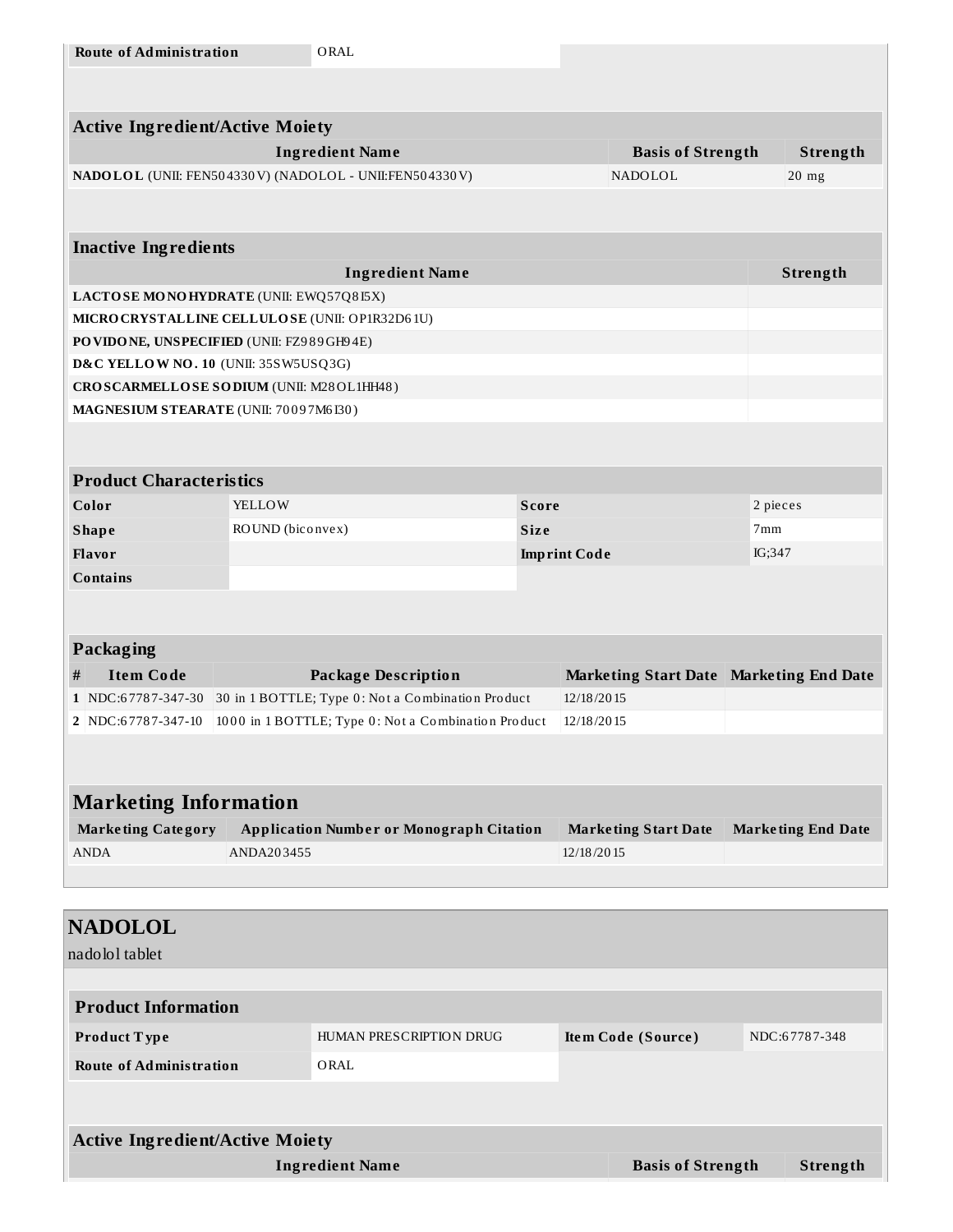| Route of Administration | ORAL |
| --- | --- |

| Active Ingredient/Active Moiety | | |
| --- | --- | --- |
| **Ingredient Name** | **Basis of Strength** | **Strength** |
| **NADOLOL** (UNII: FEN504330V) (NADOLOL - UNII:FEN504330V) | NADOLOL | 20 mg |

| Inactive Ingredients | |
| --- | --- |
| **Ingredient Name** | **Strength** |
| **LACTOSE MONOHYDRATE** (UNII: EWQ57Q8I5X) | |
| **MICROCRYSTALLINE CELLULOSE** (UNII: OP1R32D61U) | |
| **POVIDONE, UNSPECIFIED** (UNII: FZ989GH94E) | |
| **D&C YELLOW NO. 10** (UNII: 35SW5USQ3G) | |
| **CROSCARMELLOSE SODIUM** (UNII: M28OL1HH48) | |
| **MAGNESIUM STEARATE** (UNII: 70097M6I30) | |

| Product Characteristics | | | |
| --- | --- | --- | --- |
| **Color** | YELLOW | **Score** | 2 pieces |
| **Shape** | ROUND (biconvex) | **Size** | 7mm |
| **Flavor** | | **Imprint Code** | IG;347 |
| **Contains** | | | |

| Packaging | | | | |
| --- | --- | --- | --- | --- |
| **#** | **Item Code** | **Package Description** | **Marketing Start Date** | **Marketing End Date** |
| 1 | NDC:67787-347-30 | 30 in 1 BOTTLE; Type 0: Not a Combination Product | 12/18/2015 | |
| 2 | NDC:67787-347-10 | 1000 in 1 BOTTLE; Type 0: Not a Combination Product | 12/18/2015 | |

| Marketing Information | | | |
| --- | --- | --- | --- |
| **Marketing Category** | **Application Number or Monograph Citation** | **Marketing Start Date** | **Marketing End Date** |
| ANDA | ANDA203455 | 12/18/2015 | |

## NADOLOL

nadolol tablet

| Product Information | | | |
| --- | --- | --- | --- |
| **Product Type** | HUMAN PRESCRIPTION DRUG | **Item Code (Source)** | NDC:67787-348 |
| **Route of Administration** | ORAL | | |

| Active Ingredient/Active Moiety | | |
| --- | --- | --- |
| **Ingredient Name** | **Basis of Strength** | **Strength** |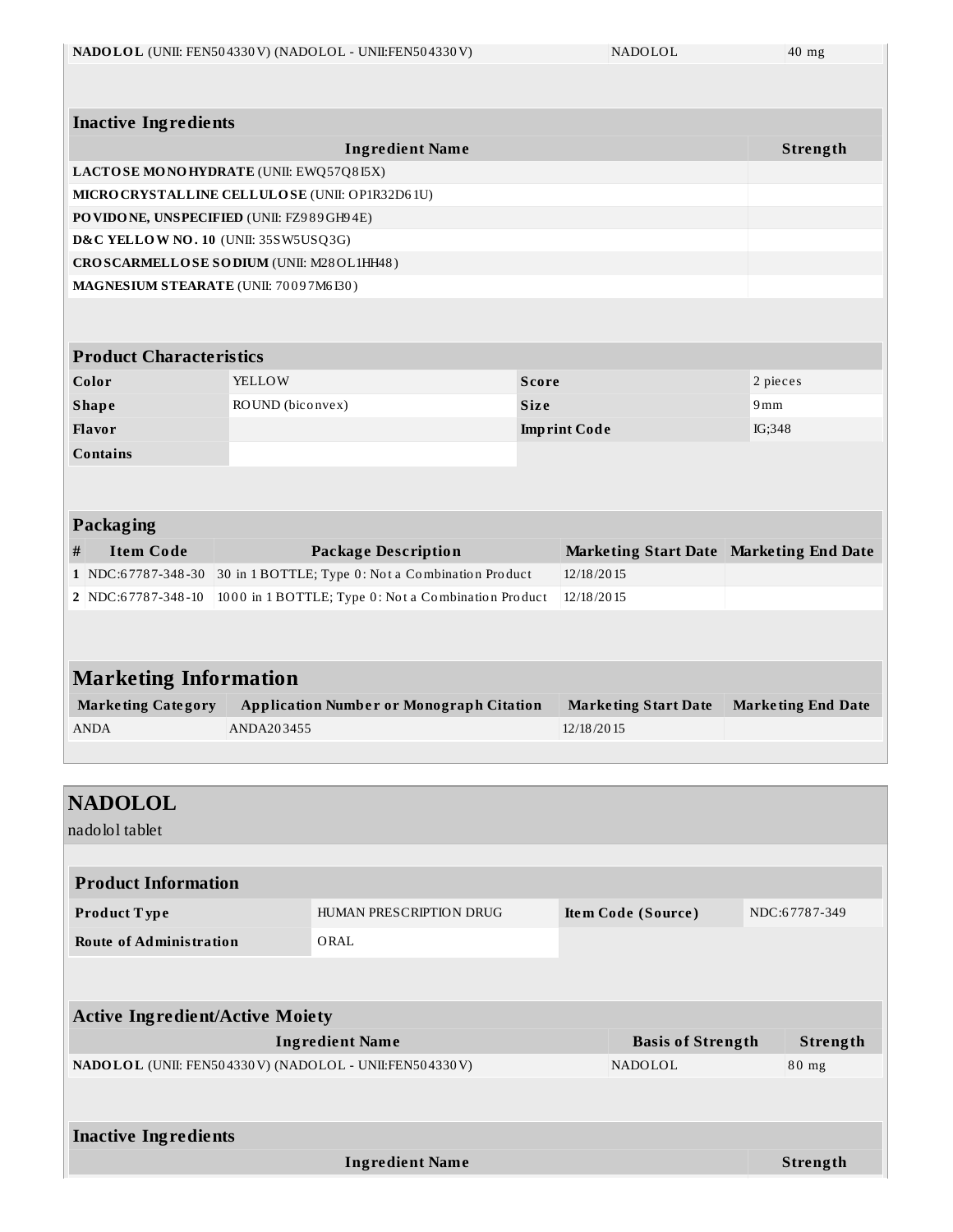| NADOLOL (UNII: FEN504330V) (NADOLOL - UNII:FEN504330V) | NADOLOL | 40 mg |
|---|---|---|

### Inactive Ingredients

| Ingredient Name | Strength |
|---|---|
| **LACTOSE MONOHYDRATE** (UNII: EWQ57Q8I5X) | |
| **MICROCRYSTALLINE CELLULOSE** (UNII: OP1R32D61U) | |
| **POVIDONE, UNSPECIFIED** (UNII: FZ989GH94E) | |
| **D&C YELLOW NO. 10** (UNII: 35SW5USQ3G) | |
| **CROSCARMELLOSE SODIUM** (UNII: M28OL1HH48) | |
| **MAGNESIUM STEARATE** (UNII: 70097M6I30) | |

### Product Characteristics

| | | | |
|---|---|---|---|
| **Color** | YELLOW | **Score** | 2 pieces |
| **Shape** | ROUND (biconvex) | **Size** | 9mm |
| **Flavor** | | **Imprint Code** | IG;348 |
| **Contains** | | | |

### Packaging

| # | Item Code | Package Description | Marketing Start Date | Marketing End Date |
|---|---|---|---|---|
| 1 | NDC:67787-348-30 | 30 in 1 BOTTLE; Type 0: Not a Combination Product | 12/18/2015 | |
| 2 | NDC:67787-348-10 | 1000 in 1 BOTTLE; Type 0: Not a Combination Product | 12/18/2015 | |

### Marketing Information

| Marketing Category | Application Number or Monograph Citation | Marketing Start Date | Marketing End Date |
|---|---|---|---|
| ANDA | ANDA203455 | 12/18/2015 | |

## NADOLOL

nadolol tablet

### Product Information

| | | | |
|---|---|---|---|
| **Product Type** | HUMAN PRESCRIPTION DRUG | **Item Code (Source)** | NDC:67787-349 |
| **Route of Administration** | ORAL | | |

### Active Ingredient/Active Moiety

| Ingredient Name | Basis of Strength | Strength |
|---|---|---|
| **NADOLOL** (UNII: FEN504330V) (NADOLOL - UNII:FEN504330V) | NADOLOL | 80 mg |

### Inactive Ingredients

| Ingredient Name | Strength |
|---|---|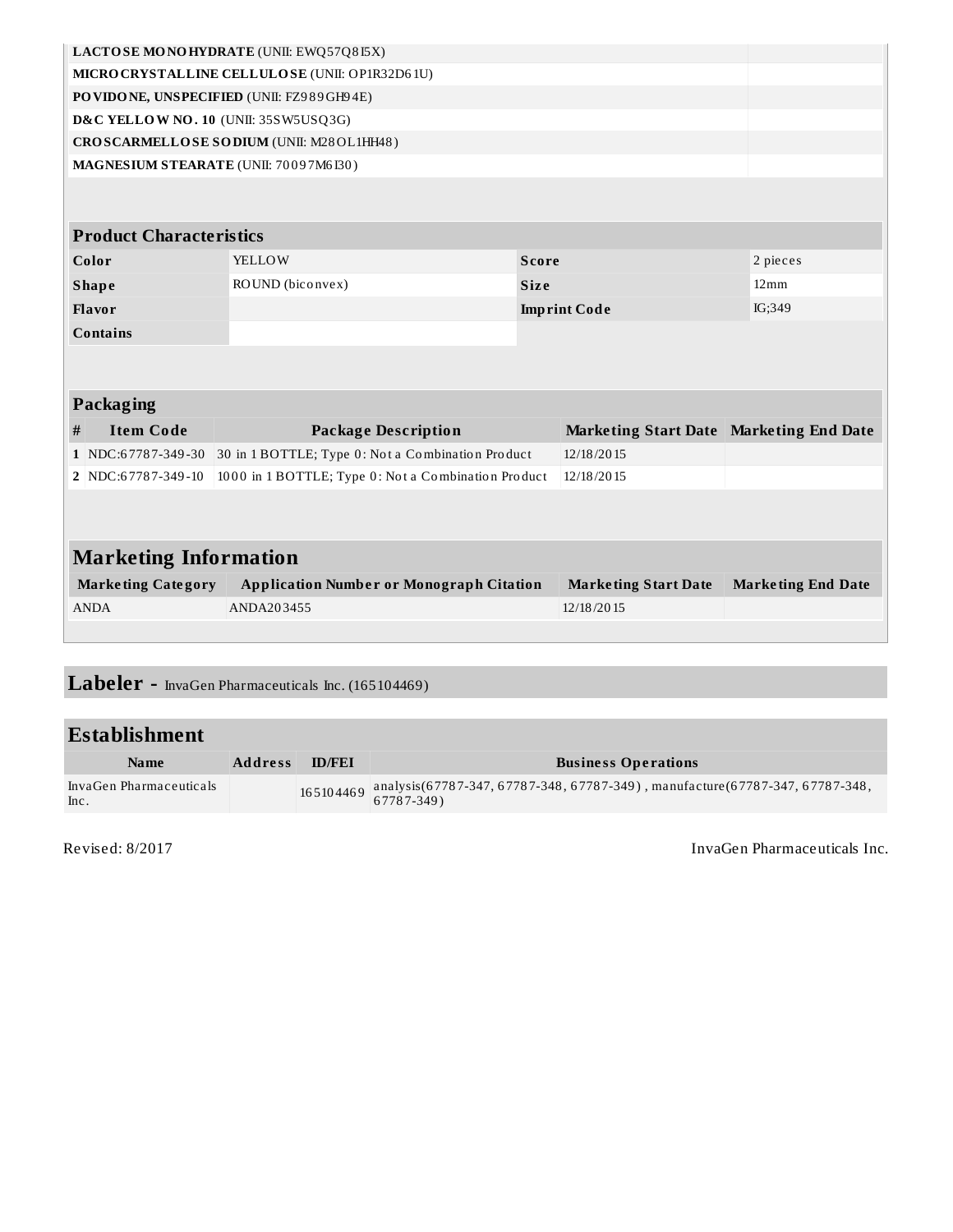| | |
|---|---|
| **LACTOSE MONOHYDRATE** (UNII: EWQ57Q8I5X) | |
| **MICROCRYSTALLINE CELLULOSE** (UNII: OP1R32D61U) | |
| **POVIDONE, UNSPECIFIED** (UNII: FZ989GH94E) | |
| **D&C YELLOW NO. 10** (UNII: 35SW5USQ3G) | |
| **CROSCARMELLOSE SODIUM** (UNII: M28OL1HH48) | |
| **MAGNESIUM STEARATE** (UNII: 70097M6I30) | |

**Product Characteristics**

| | | | |
|---|---|---|---|
| **Color** | YELLOW | **Score** | 2 pieces |
| **Shape** | ROUND (biconvex) | **Size** | 12mm |
| **Flavor** | | **Imprint Code** | IG;349 |
| **Contains** | | | |

**Packaging**

| # | Item Code | Package Description | Marketing Start Date | Marketing End Date |
|---|---|---|---|---|
| 1 | NDC:67787-349-30 | 30 in 1 BOTTLE; Type 0: Not a Combination Product | 12/18/2015 | |
| 2 | NDC:67787-349-10 | 1000 in 1 BOTTLE; Type 0: Not a Combination Product | 12/18/2015 | |

**Marketing Information**

| Marketing Category | Application Number or Monograph Citation | Marketing Start Date | Marketing End Date |
|---|---|---|---|
| ANDA | ANDA203455 | 12/18/2015 | |

## Labeler - InvaGen Pharmaceuticals Inc. (165104469)

## Establishment

| Name | Address | ID/FEI | Business Operations |
|---|---|---|---|
| InvaGen Pharmaceuticals Inc. | | 165104469 | analysis(67787-347, 67787-348, 67787-349) , manufacture(67787-347, 67787-348, 67787-349) |

Revised: 8/2017

InvaGen Pharmaceuticals Inc.